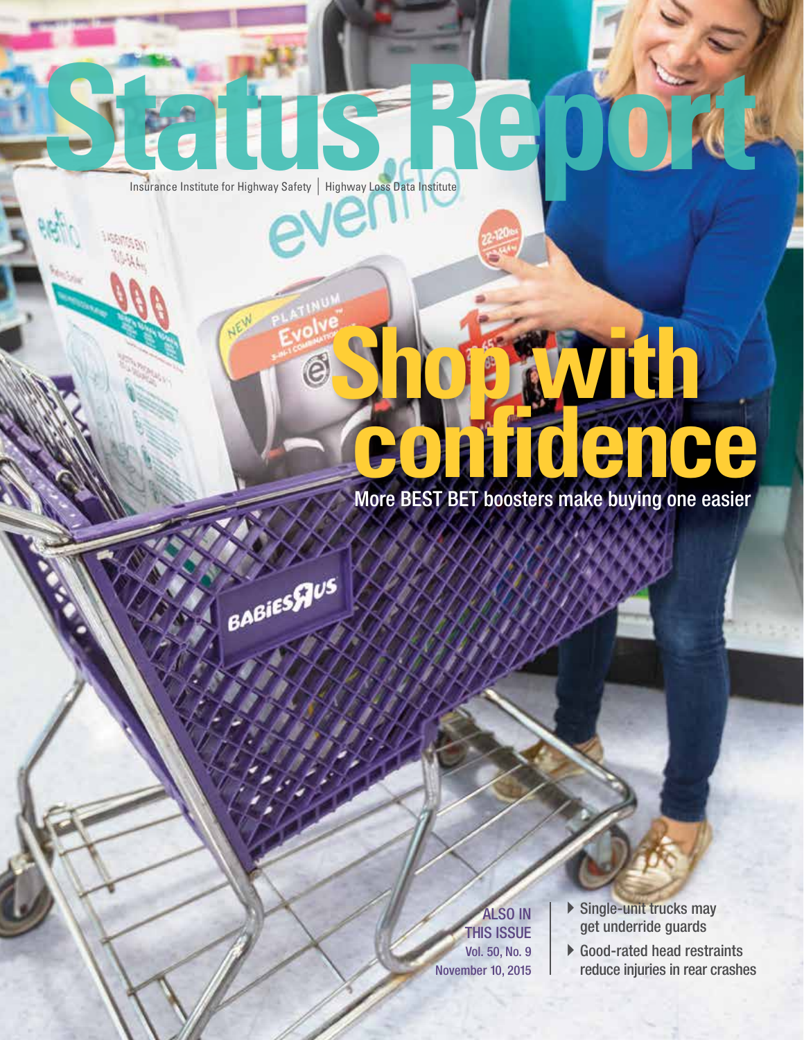# Status Report

Insurance Institute for Highway Safety | Highway Loss Data Institute

# Shop with confidence

More BEST BET boosters make buying one easier

ALSO IN THIS ISSUE
Vol. 50, No. 9
November 10, 2015

- Single-unit trucks may get underride guards
- Good-rated head restraints reduce injuries in rear crashes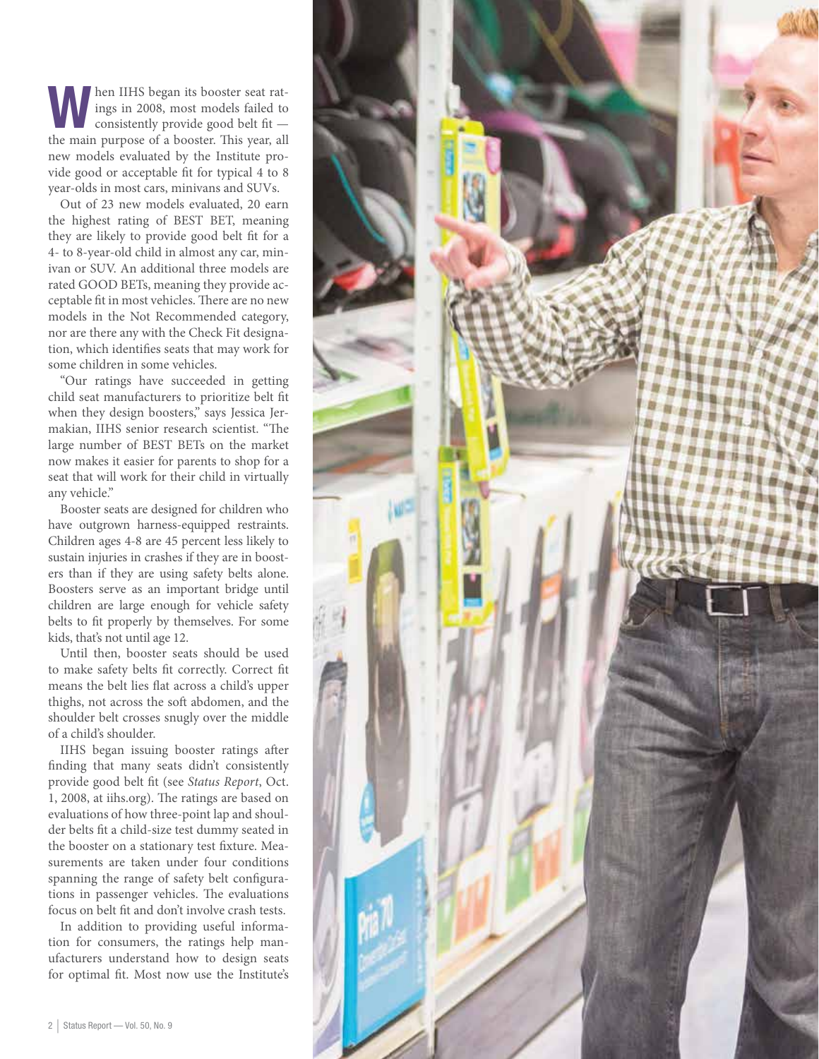When IIHS began its booster seat ratings in 2008, most models failed to consistently provide good belt fit — the main purpose of a booster. This year, all new models evaluated by the Institute provide good or acceptable fit for typical 4 to 8 year-olds in most cars, minivans and SUVs.

Out of 23 new models evaluated, 20 earn the highest rating of BEST BET, meaning they are likely to provide good belt fit for a 4- to 8-year-old child in almost any car, minivan or SUV. An additional three models are rated GOOD BETs, meaning they provide acceptable fit in most vehicles. There are no new models in the Not Recommended category, nor are there any with the Check Fit designation, which identifies seats that may work for some children in some vehicles.

"Our ratings have succeeded in getting child seat manufacturers to prioritize belt fit when they design boosters," says Jessica Jermakian, IIHS senior research scientist. "The large number of BEST BETs on the market now makes it easier for parents to shop for a seat that will work for their child in virtually any vehicle."

Booster seats are designed for children who have outgrown harness-equipped restraints. Children ages 4-8 are 45 percent less likely to sustain injuries in crashes if they are in boosters than if they are using safety belts alone. Boosters serve as an important bridge until children are large enough for vehicle safety belts to fit properly by themselves. For some kids, that's not until age 12.

Until then, booster seats should be used to make safety belts fit correctly. Correct fit means the belt lies flat across a child's upper thighs, not across the soft abdomen, and the shoulder belt crosses snugly over the middle of a child's shoulder.

IIHS began issuing booster ratings after finding that many seats didn't consistently provide good belt fit (see *Status Report*, Oct. 1, 2008, at iihs.org). The ratings are based on evaluations of how three-point lap and shoulder belts fit a child-size test dummy seated in the booster on a stationary test fixture. Measurements are taken under four conditions spanning the range of safety belt configurations in passenger vehicles. The evaluations focus on belt fit and don't involve crash tests.

In addition to providing useful information for consumers, the ratings help manufacturers understand how to design seats for optimal fit. Most now use the Institute's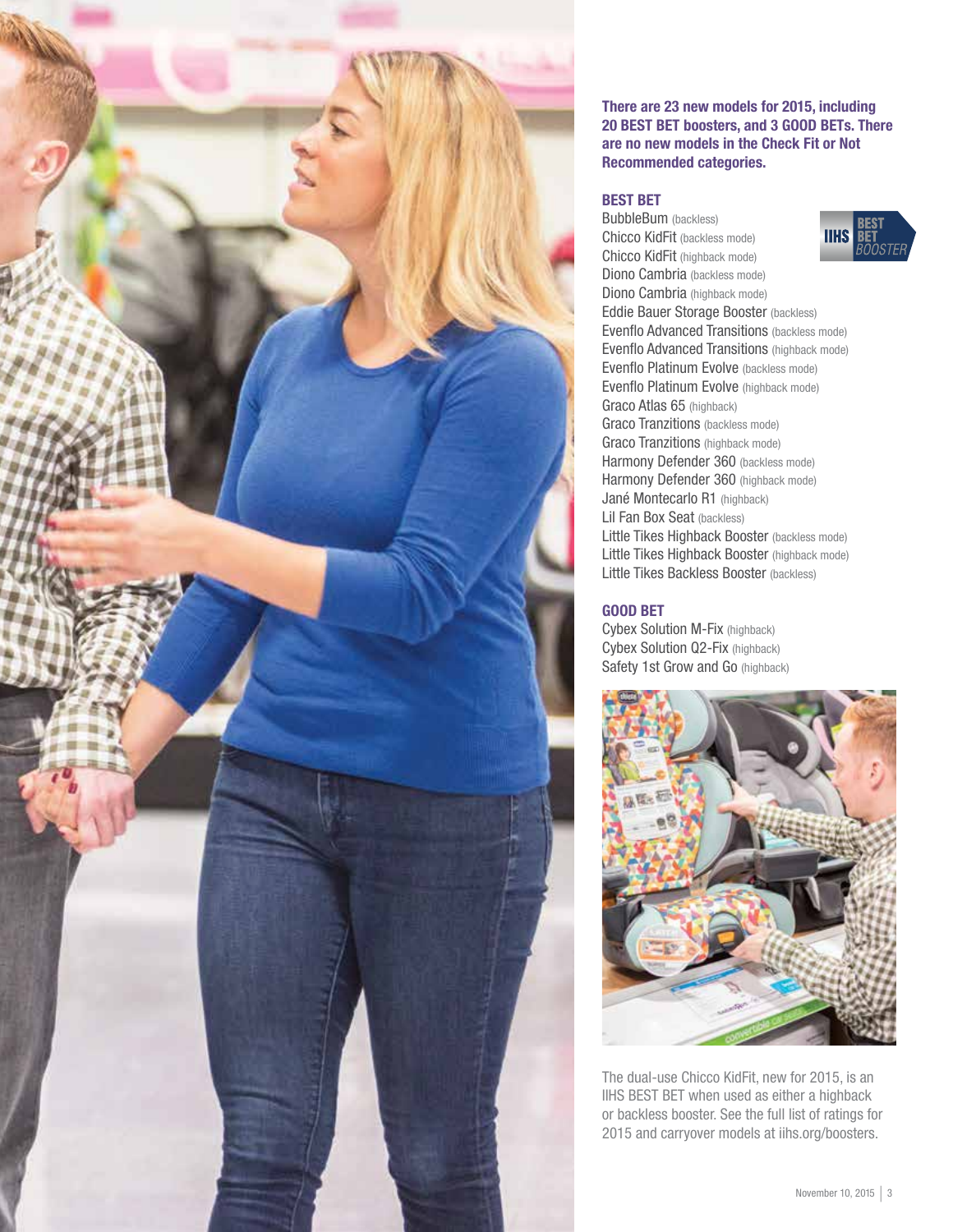**There are 23 new models for 2015, including 20 BEST BET boosters, and 3 GOOD BETs. There are no new models in the Check Fit or Not Recommended categories.**

## BEST BET

- BubbleBum (backless)
- Chicco KidFit (backless mode)
- Chicco KidFit (highback mode)
- Diono Cambria (backless mode)
- Diono Cambria (highback mode)
- Eddie Bauer Storage Booster (backless)
- Evenflo Advanced Transitions (backless mode)
- Evenflo Advanced Transitions (highback mode)
- Evenflo Platinum Evolve (backless mode)
- Evenflo Platinum Evolve (highback mode)
- Graco Atlas 65 (highback)
- Graco Tranzitions (backless mode)
- Graco Tranzitions (highback mode)
- Harmony Defender 360 (backless mode)
- Harmony Defender 360 (highback mode)
- Jané Montecarlo R1 (highback)
- Lil Fan Box Seat (backless)
- Little Tikes Highback Booster (backless mode)
- Little Tikes Highback Booster (highback mode)
- Little Tikes Backless Booster (backless)

## GOOD BET

- Cybex Solution M-Fix (highback)
- Cybex Solution Q2-Fix (highback)
- Safety 1st Grow and Go (highback)

The dual-use Chicco KidFit, new for 2015, is an IIHS BEST BET when used as either a highback or backless booster. See the full list of ratings for 2015 and carryover models at iihs.org/boosters.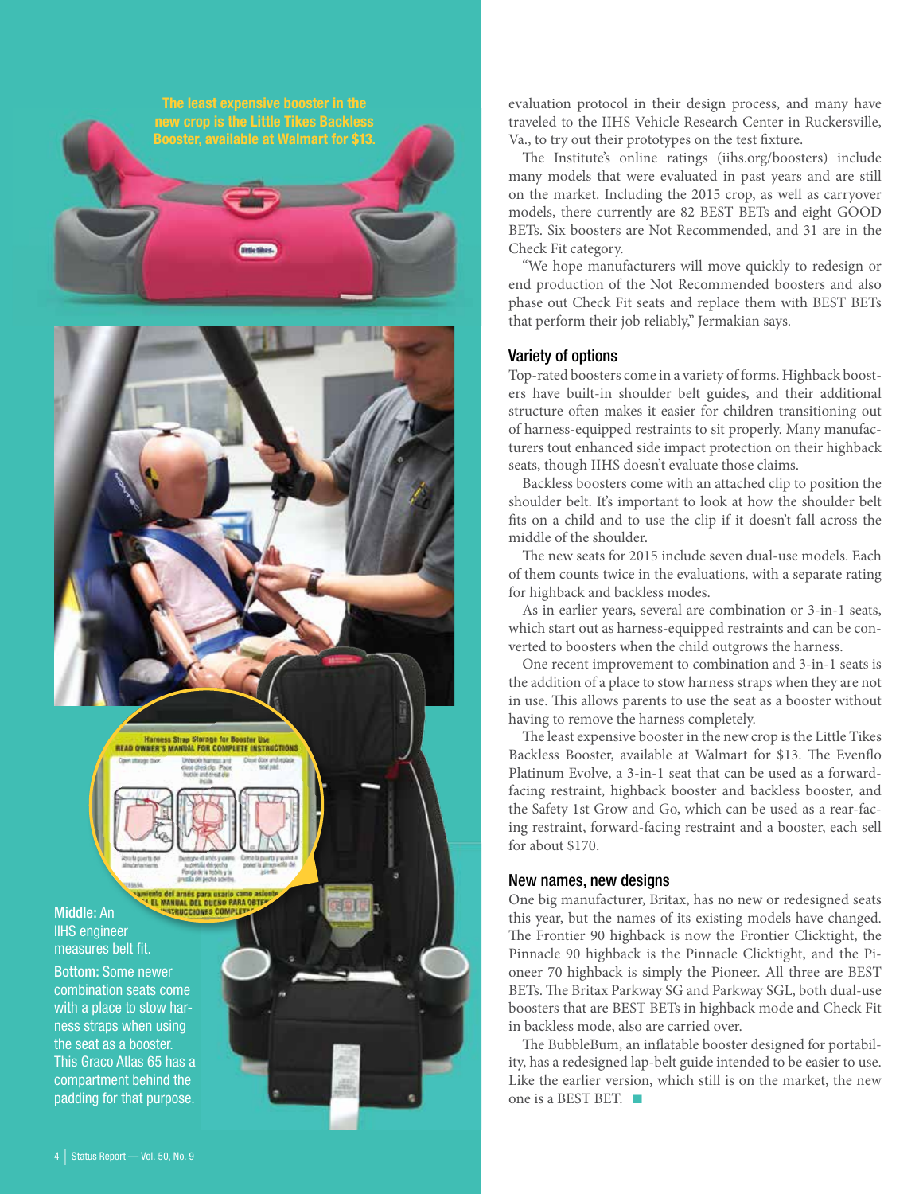The least expensive booster in the new crop is the Little Tikes Backless Booster, available at Walmart for $13.

**Middle:** An IIHS engineer measures belt fit.

**Bottom:** Some newer combination seats come with a place to stow harness straps when using the seat as a booster. This Graco Atlas 65 has a compartment behind the padding for that purpose.

evaluation protocol in their design process, and many have traveled to the IIHS Vehicle Research Center in Ruckersville, Va., to try out their prototypes on the test fixture.

The Institute's online ratings (iihs.org/boosters) include many models that were evaluated in past years and are still on the market. Including the 2015 crop, as well as carryover models, there currently are 82 BEST BETs and eight GOOD BETs. Six boosters are Not Recommended, and 31 are in the Check Fit category.

"We hope manufacturers will move quickly to redesign or end production of the Not Recommended boosters and also phase out Check Fit seats and replace them with BEST BETs that perform their job reliably," Jermakian says.

## Variety of options

Top-rated boosters come in a variety of forms. Highback boosters have built-in shoulder belt guides, and their additional structure often makes it easier for children transitioning out of harness-equipped restraints to sit properly. Many manufacturers tout enhanced side impact protection on their highback seats, though IIHS doesn't evaluate those claims.

Backless boosters come with an attached clip to position the shoulder belt. It's important to look at how the shoulder belt fits on a child and to use the clip if it doesn't fall across the middle of the shoulder.

The new seats for 2015 include seven dual-use models. Each of them counts twice in the evaluations, with a separate rating for highback and backless modes.

As in earlier years, several are combination or 3-in-1 seats, which start out as harness-equipped restraints and can be converted to boosters when the child outgrows the harness.

One recent improvement to combination and 3-in-1 seats is the addition of a place to stow harness straps when they are not in use. This allows parents to use the seat as a booster without having to remove the harness completely.

The least expensive booster in the new crop is the Little Tikes Backless Booster, available at Walmart for $13. The Evenflo Platinum Evolve, a 3-in-1 seat that can be used as a forward-facing restraint, highback booster and backless booster, and the Safety 1st Grow and Go, which can be used as a rear-facing restraint, forward-facing restraint and a booster, each sell for about $170.

## New names, new designs

One big manufacturer, Britax, has no new or redesigned seats this year, but the names of its existing models have changed. The Frontier 90 highback is now the Frontier Clicktight, the Pinnacle 90 highback is the Pinnacle Clicktight, and the Pioneer 70 highback is simply the Pioneer. All three are BEST BETs. The Britax Parkway SG and Parkway SGL, both dual-use boosters that are BEST BETs in highback mode and Check Fit in backless mode, also are carried over.

The BubbleBum, an inflatable booster designed for portability, has a redesigned lap-belt guide intended to be easier to use. Like the earlier version, which still is on the market, the new one is a BEST BET. ■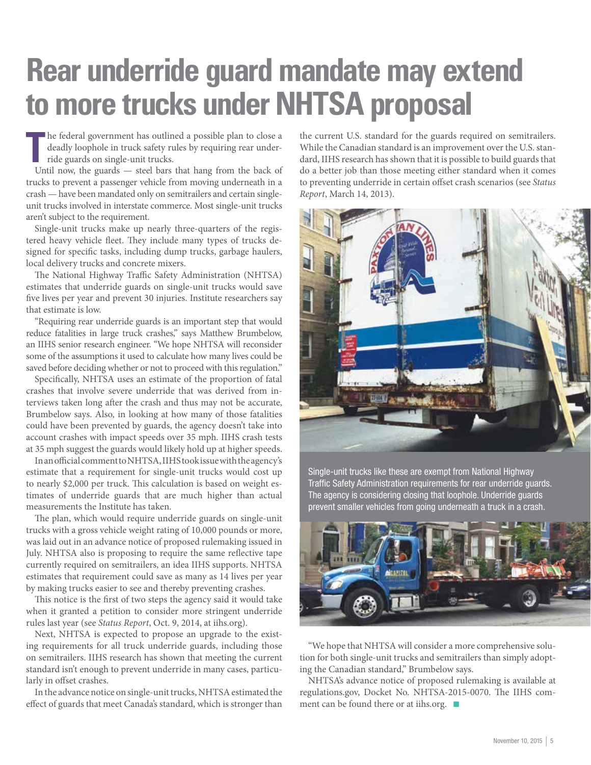# Rear underride guard mandate may extend to more trucks under NHTSA proposal

The federal government has outlined a possible plan to close a deadly loophole in truck safety rules by requiring rear underride guards on single-unit trucks.

Until now, the guards — steel bars that hang from the back of trucks to prevent a passenger vehicle from moving underneath in a crash — have been mandated only on semitrailers and certain single-unit trucks involved in interstate commerce. Most single-unit trucks aren't subject to the requirement.

Single-unit trucks make up nearly three-quarters of the registered heavy vehicle fleet. They include many types of trucks designed for specific tasks, including dump trucks, garbage haulers, local delivery trucks and concrete mixers.

The National Highway Traffic Safety Administration (NHTSA) estimates that underride guards on single-unit trucks would save five lives per year and prevent 30 injuries. Institute researchers say that estimate is low.

"Requiring rear underride guards is an important step that would reduce fatalities in large truck crashes," says Matthew Brumbelow, an IIHS senior research engineer. "We hope NHTSA will reconsider some of the assumptions it used to calculate how many lives could be saved before deciding whether or not to proceed with this regulation."

Specifically, NHTSA uses an estimate of the proportion of fatal crashes that involve severe underride that was derived from interviews taken long after the crash and thus may not be accurate, Brumbelow says. Also, in looking at how many of those fatalities could have been prevented by guards, the agency doesn't take into account crashes with impact speeds over 35 mph. IIHS crash tests at 35 mph suggest the guards would likely hold up at higher speeds.

In an official comment to NHTSA, IIHS took issue with the agency's estimate that a requirement for single-unit trucks would cost up to nearly $2,000 per truck. This calculation is based on weight estimates of underride guards that are much higher than actual measurements the Institute has taken.

The plan, which would require underride guards on single-unit trucks with a gross vehicle weight rating of 10,000 pounds or more, was laid out in an advance notice of proposed rulemaking issued in July. NHTSA also is proposing to require the same reflective tape currently required on semitrailers, an idea IIHS supports. NHTSA estimates that requirement could save as many as 14 lives per year by making trucks easier to see and thereby preventing crashes.

This notice is the first of two steps the agency said it would take when it granted a petition to consider more stringent underride rules last year (see *Status Report*, Oct. 9, 2014, at iihs.org).

Next, NHTSA is expected to propose an upgrade to the existing requirements for all truck underride guards, including those on semitrailers. IIHS research has shown that meeting the current standard isn't enough to prevent underride in many cases, particularly in offset crashes.

In the advance notice on single-unit trucks, NHTSA estimated the effect of guards that meet Canada's standard, which is stronger than the current U.S. standard for the guards required on semitrailers. While the Canadian standard is an improvement over the U.S. standard, IIHS research has shown that it is possible to build guards that do a better job than those meeting either standard when it comes to preventing underride in certain offset crash scenarios (see *Status Report*, March 14, 2013).

Single-unit trucks like these are exempt from National Highway Traffic Safety Administration requirements for rear underride guards. The agency is considering closing that loophole. Underride guards prevent smaller vehicles from going underneath a truck in a crash.

"We hope that NHTSA will consider a more comprehensive solution for both single-unit trucks and semitrailers than simply adopting the Canadian standard," Brumbelow says.

NHTSA's advance notice of proposed rulemaking is available at regulations.gov, Docket No. NHTSA-2015-0070. The IIHS comment can be found there or at iihs.org. ■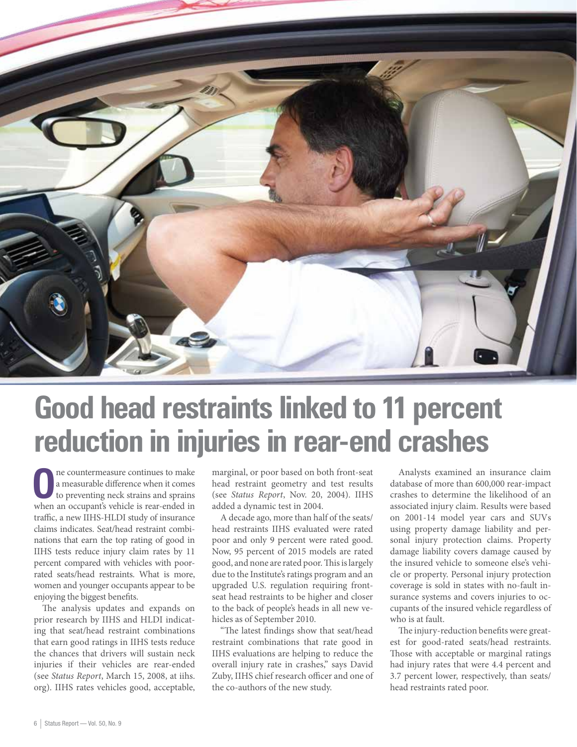# Good head restraints linked to 11 percent reduction in injuries in rear-end crashes

One countermeasure continues to make a measurable difference when it comes to preventing neck strains and sprains when an occupant's vehicle is rear-ended in traffic, a new IIHS-HLDI study of insurance claims indicates. Seat/head restraint combinations that earn the top rating of good in IIHS tests reduce injury claim rates by 11 percent compared with vehicles with poor-rated seats/head restraints. What is more, women and younger occupants appear to be enjoying the biggest benefits.

The analysis updates and expands on prior research by IIHS and HLDI indicating that seat/head restraint combinations that earn good ratings in IIHS tests reduce the chances that drivers will sustain neck injuries if their vehicles are rear-ended (see *Status Report*, March 15, 2008, at iihs.org). IIHS rates vehicles good, acceptable, marginal, or poor based on both front-seat head restraint geometry and test results (see *Status Report*, Nov. 20, 2004). IIHS added a dynamic test in 2004.

A decade ago, more than half of the seats/head restraints IIHS evaluated were rated poor and only 9 percent were rated good. Now, 95 percent of 2015 models are rated good, and none are rated poor. This is largely due to the Institute's ratings program and an upgraded U.S. regulation requiring front-seat head restraints to be higher and closer to the back of people's heads in all new vehicles as of September 2010.

"The latest findings show that seat/head restraint combinations that rate good in IIHS evaluations are helping to reduce the overall injury rate in crashes," says David Zuby, IIHS chief research officer and one of the co-authors of the new study.

Analysts examined an insurance claim database of more than 600,000 rear-impact crashes to determine the likelihood of an associated injury claim. Results were based on 2001-14 model year cars and SUVs using property damage liability and personal injury protection claims. Property damage liability covers damage caused by the insured vehicle to someone else's vehicle or property. Personal injury protection coverage is sold in states with no-fault insurance systems and covers injuries to occupants of the insured vehicle regardless of who is at fault.

The injury-reduction benefits were greatest for good-rated seats/head restraints. Those with acceptable or marginal ratings had injury rates that were 4.4 percent and 3.7 percent lower, respectively, than seats/head restraints rated poor.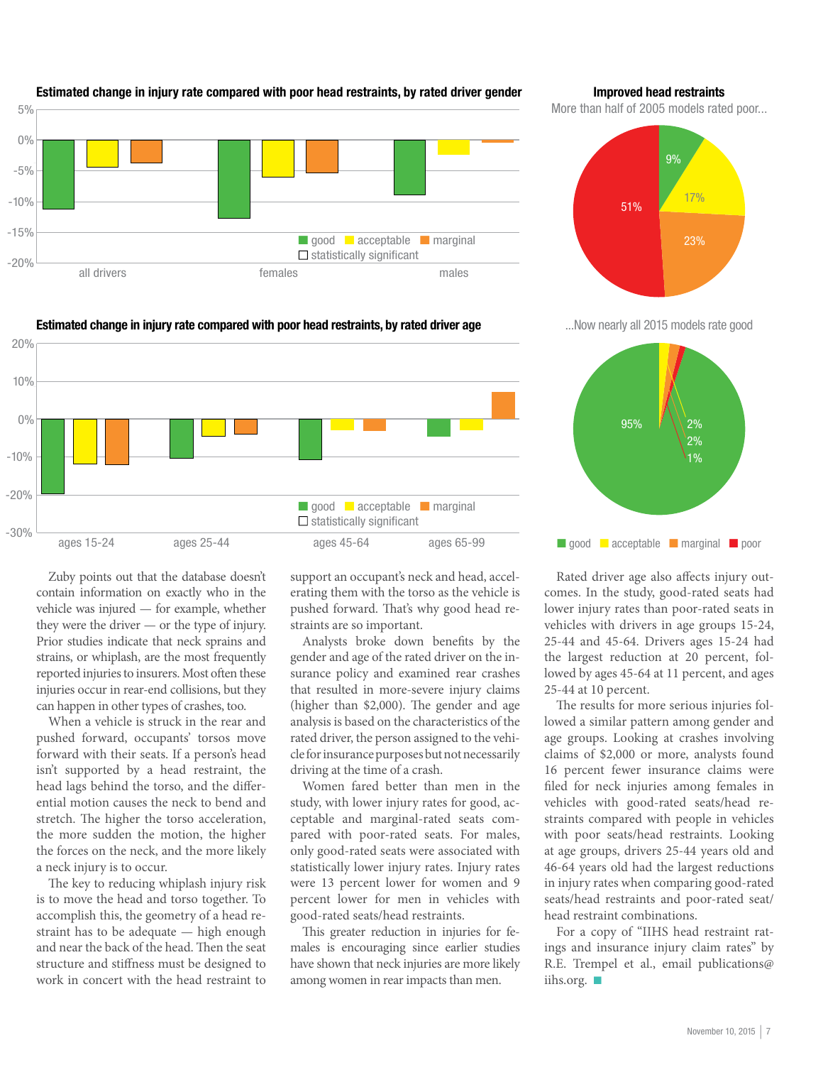**Estimated change in injury rate compared with poor head restraints, by rated driver gender**

5%
0%
-5%
-10%
-15%
-20%

all drivers
females
males

good acceptable marginal
statistically significant

**Estimated change in injury rate compared with poor head restraints, by rated driver age**

20%
10%
0%
-10%
-20%
-30%

ages 15-24
ages 25-44
ages 45-64
ages 65-99

good acceptable marginal
statistically significant

**Improved head restraints**

More than half of 2005 models rated poor...

9%
17%
23%
51%

...Now nearly all 2015 models rate good

95%
2%
2%
1%

good acceptable marginal poor

Zuby points out that the database doesn't contain information on exactly who in the vehicle was injured — for example, whether they were the driver — or the type of injury. Prior studies indicate that neck sprains and strains, or whiplash, are the most frequently reported injuries to insurers. Most often these injuries occur in rear-end collisions, but they can happen in other types of crashes, too.

When a vehicle is struck in the rear and pushed forward, occupants' torsos move forward with their seats. If a person's head isn't supported by a head restraint, the head lags behind the torso, and the differential motion causes the neck to bend and stretch. The higher the torso acceleration, the more sudden the motion, the higher the forces on the neck, and the more likely a neck injury is to occur.

The key to reducing whiplash injury risk is to move the head and torso together. To accomplish this, the geometry of a head restraint has to be adequate — high enough and near the back of the head. Then the seat structure and stiffness must be designed to work in concert with the head restraint to support an occupant's neck and head, accelerating them with the torso as the vehicle is pushed forward. That's why good head restraints are so important.

Analysts broke down benefits by the gender and age of the rated driver on the insurance policy and examined rear crashes that resulted in more-severe injury claims (higher than $2,000). The gender and age analysis is based on the characteristics of the rated driver, the person assigned to the vehicle for insurance purposes but not necessarily driving at the time of a crash.

Women fared better than men in the study, with lower injury rates for good, acceptable and marginal-rated seats compared with poor-rated seats. For males, only good-rated seats were associated with statistically lower injury rates. Injury rates were 13 percent lower for women and 9 percent lower for men in vehicles with good-rated seats/head restraints.

This greater reduction in injuries for females is encouraging since earlier studies have shown that neck injuries are more likely among women in rear impacts than men.

Rated driver age also affects injury outcomes. In the study, good-rated seats had lower injury rates than poor-rated seats in vehicles with drivers in age groups 15-24, 25-44 and 45-64. Drivers ages 15-24 had the largest reduction at 20 percent, followed by ages 45-64 at 11 percent, and ages 25-44 at 10 percent.

The results for more serious injuries followed a similar pattern among gender and age groups. Looking at crashes involving claims of $2,000 or more, analysts found 16 percent fewer insurance claims were filed for neck injuries among females in vehicles with good-rated seats/head restraints compared with people in vehicles with poor seats/head restraints. Looking at age groups, drivers 25-44 years old and 46-64 years old had the largest reductions in injury rates when comparing good-rated seats/head restraints and poor-rated seat/head restraint combinations.

For a copy of "IIHS head restraint ratings and insurance injury claim rates" by R.E. Trempel et al., email publications@iihs.org.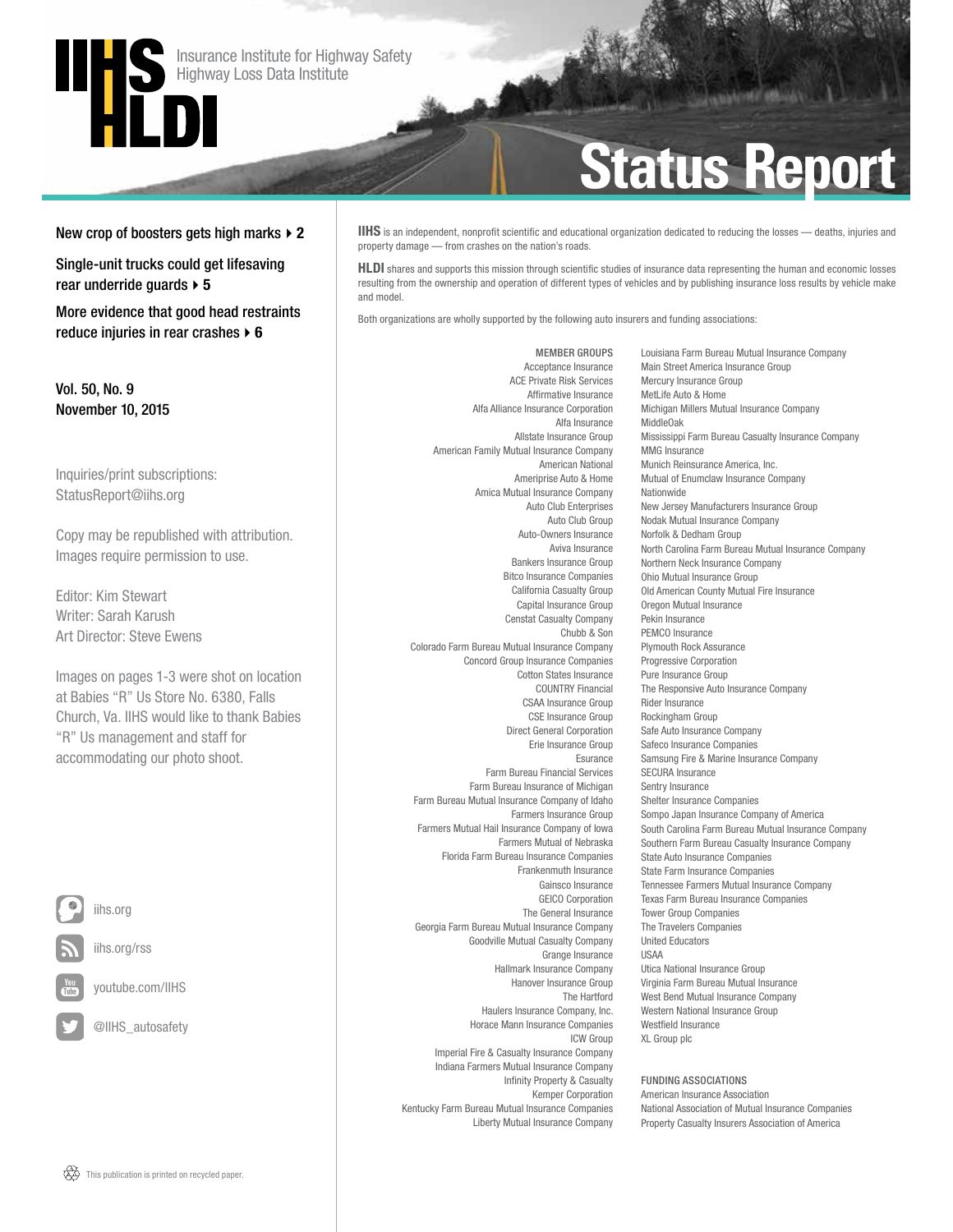# Status Report

Insurance Institute for Highway Safety
Highway Loss Data Institute

New crop of boosters gets high marks ▸ 2

Single-unit trucks could get lifesaving rear underride guards ▸ 5

More evidence that good head restraints reduce injuries in rear crashes ▸ 6

Vol. 50, No. 9
November 10, 2015

Inquiries/print subscriptions: StatusReport@iihs.org

Copy may be republished with attribution. Images require permission to use.

Editor: Kim Stewart
Writer: Sarah Karush
Art Director: Steve Ewens

Images on pages 1-3 were shot on location at Babies "R" Us Store No. 6380, Falls Church, Va. IIHS would like to thank Babies "R" Us management and staff for accommodating our photo shoot.

iihs.org

iihs.org/rss

youtube.com/IIHS

@IIHS_autosafety

This publication is printed on recycled paper.

**IIHS** is an independent, nonprofit scientific and educational organization dedicated to reducing the losses — deaths, injuries and property damage — from crashes on the nation's roads.

**HLDI** shares and supports this mission through scientific studies of insurance data representing the human and economic losses resulting from the ownership and operation of different types of vehicles and by publishing insurance loss results by vehicle make and model.

Both organizations are wholly supported by the following auto insurers and funding associations:

MEMBER GROUPS

Acceptance Insurance
ACE Private Risk Services
Affirmative Insurance
Alfa Alliance Insurance Corporation
Alfa Insurance
Allstate Insurance Group
American Family Mutual Insurance Company
American National
Ameriprise Auto & Home
Amica Mutual Insurance Company
Auto Club Enterprises
Auto Club Group
Auto-Owners Insurance
Aviva Insurance
Bankers Insurance Group
Bitco Insurance Companies
California Casualty Group
Capital Insurance Group
Censtat Casualty Company
Chubb & Son
Colorado Farm Bureau Mutual Insurance Company
Concord Group Insurance Companies
Cotton States Insurance
COUNTRY Financial
CSAA Insurance Group
CSE Insurance Group
Direct General Corporation
Erie Insurance Group
Esurance
Farm Bureau Financial Services
Farm Bureau Insurance of Michigan
Farm Bureau Mutual Insurance Company of Idaho
Farmers Insurance Group
Farmers Mutual Hail Insurance Company of Iowa
Farmers Mutual of Nebraska
Florida Farm Bureau Insurance Companies
Frankenmuth Insurance
Gainsco Insurance
GEICO Corporation
The General Insurance
Georgia Farm Bureau Mutual Insurance Company
Goodville Mutual Casualty Company
Grange Insurance
Hallmark Insurance Company
Hanover Insurance Group
The Hartford
Haulers Insurance Company, Inc.
Horace Mann Insurance Companies
ICW Group
Imperial Fire & Casualty Insurance Company
Indiana Farmers Mutual Insurance Company
Infinity Property & Casualty
Kemper Corporation
Kentucky Farm Bureau Mutual Insurance Companies
Liberty Mutual Insurance Company
Louisiana Farm Bureau Mutual Insurance Company
Main Street America Insurance Group
Mercury Insurance Group
MetLife Auto & Home
Michigan Millers Mutual Insurance Company
MiddleOak
Mississippi Farm Bureau Casualty Insurance Company
MMG Insurance
Munich Reinsurance America, Inc.
Mutual of Enumclaw Insurance Company
Nationwide
New Jersey Manufacturers Insurance Group
Nodak Mutual Insurance Company
Norfolk & Dedham Group
North Carolina Farm Bureau Mutual Insurance Company
Northern Neck Insurance Company
Ohio Mutual Insurance Group
Old American County Mutual Fire Insurance
Oregon Mutual Insurance
Pekin Insurance
PEMCO Insurance
Plymouth Rock Assurance
Progressive Corporation
Pure Insurance Group
The Responsive Auto Insurance Company
Rider Insurance
Rockingham Group
Safe Auto Insurance Company
Safeco Insurance Companies
Samsung Fire & Marine Insurance Company
SECURA Insurance
Sentry Insurance
Shelter Insurance Companies
Sompo Japan Insurance Company of America
South Carolina Farm Bureau Mutual Insurance Company
Southern Farm Bureau Casualty Insurance Company
State Auto Insurance Companies
State Farm Insurance Companies
Tennessee Farmers Mutual Insurance Company
Texas Farm Bureau Insurance Companies
Tower Group Companies
The Travelers Companies
United Educators
USAA
Utica National Insurance Group
Virginia Farm Bureau Mutual Insurance
West Bend Mutual Insurance Company
Western National Insurance Group
Westfield Insurance
XL Group plc

FUNDING ASSOCIATIONS

American Insurance Association
National Association of Mutual Insurance Companies
Property Casualty Insurers Association of America